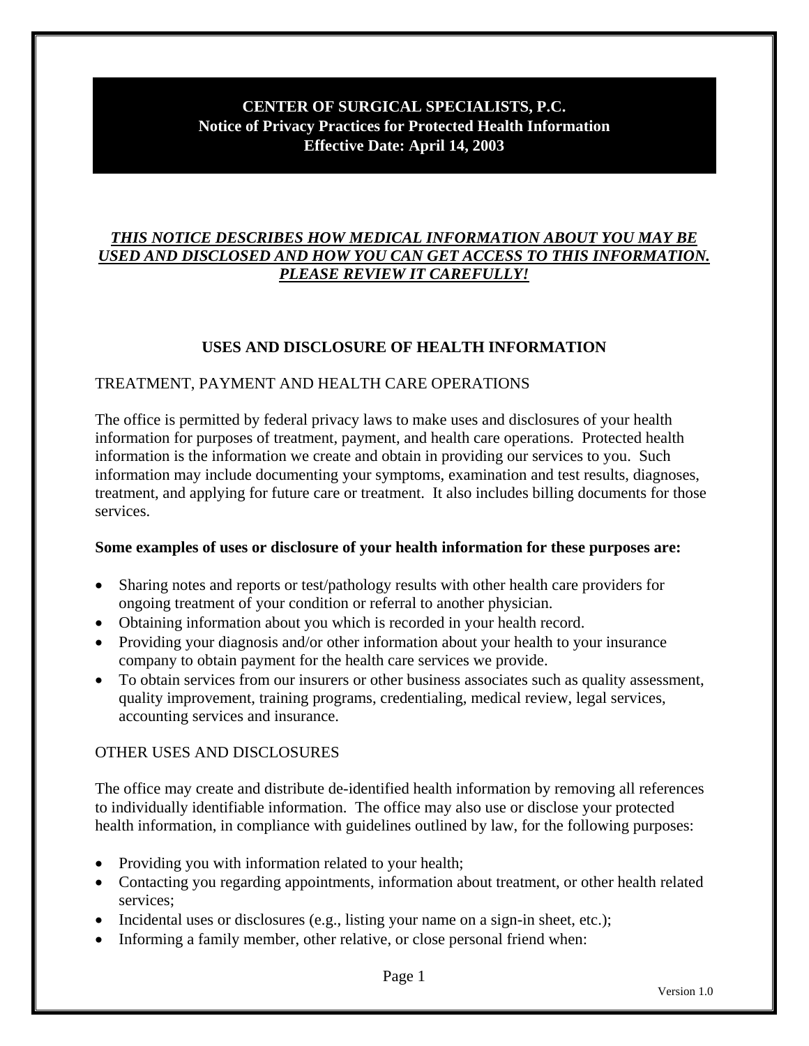# CENTER OF SURGICAL SPECIALISTS, P.C.
## Notice of Privacy Practices for Protected Health Information
**Effective Date: April 14, 2003**

***THIS NOTICE DESCRIBES HOW MEDICAL INFORMATION ABOUT YOU MAY BE USED AND DISCLOSED AND HOW YOU CAN GET ACCESS TO THIS INFORMATION. PLEASE REVIEW IT CAREFULLY!***

## USES AND DISCLOSURE OF HEALTH INFORMATION

### TREATMENT, PAYMENT AND HEALTH CARE OPERATIONS

The office is permitted by federal privacy laws to make uses and disclosures of your health information for purposes of treatment, payment, and health care operations. Protected health information is the information we create and obtain in providing our services to you. Such information may include documenting your symptoms, examination and test results, diagnoses, treatment, and applying for future care or treatment. It also includes billing documents for those services.

**Some examples of uses or disclosure of your health information for these purposes are:**

- Sharing notes and reports or test/pathology results with other health care providers for ongoing treatment of your condition or referral to another physician.
- Obtaining information about you which is recorded in your health record.
- Providing your diagnosis and/or other information about your health to your insurance company to obtain payment for the health care services we provide.
- To obtain services from our insurers or other business associates such as quality assessment, quality improvement, training programs, credentialing, medical review, legal services, accounting services and insurance.

### OTHER USES AND DISCLOSURES

The office may create and distribute de-identified health information by removing all references to individually identifiable information. The office may also use or disclose your protected health information, in compliance with guidelines outlined by law, for the following purposes:

- Providing you with information related to your health;
- Contacting you regarding appointments, information about treatment, or other health related services;
- Incidental uses or disclosures (e.g., listing your name on a sign-in sheet, etc.);
- Informing a family member, other relative, or close personal friend when: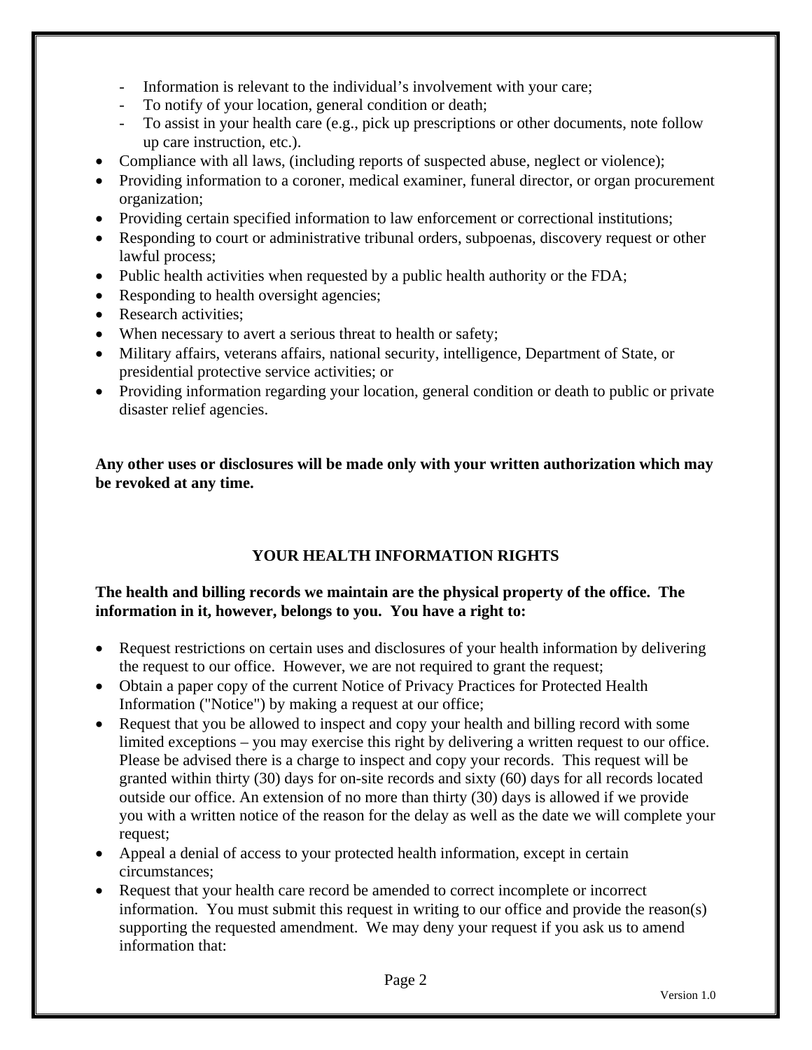- Information is relevant to the individual's involvement with your care;
- To notify of your location, general condition or death;
- To assist in your health care (e.g., pick up prescriptions or other documents, note follow up care instruction, etc.).

- Compliance with all laws, (including reports of suspected abuse, neglect or violence);
- Providing information to a coroner, medical examiner, funeral director, or organ procurement organization;
- Providing certain specified information to law enforcement or correctional institutions;
- Responding to court or administrative tribunal orders, subpoenas, discovery request or other lawful process;
- Public health activities when requested by a public health authority or the FDA;
- Responding to health oversight agencies;
- Research activities;
- When necessary to avert a serious threat to health or safety;
- Military affairs, veterans affairs, national security, intelligence, Department of State, or presidential protective service activities; or
- Providing information regarding your location, general condition or death to public or private disaster relief agencies.

**Any other uses or disclosures will be made only with your written authorization which may be revoked at any time.**

## YOUR HEALTH INFORMATION RIGHTS

**The health and billing records we maintain are the physical property of the office. The information in it, however, belongs to you. You have a right to:**

- Request restrictions on certain uses and disclosures of your health information by delivering the request to our office. However, we are not required to grant the request;
- Obtain a paper copy of the current Notice of Privacy Practices for Protected Health Information ("Notice") by making a request at our office;
- Request that you be allowed to inspect and copy your health and billing record with some limited exceptions – you may exercise this right by delivering a written request to our office. Please be advised there is a charge to inspect and copy your records. This request will be granted within thirty (30) days for on-site records and sixty (60) days for all records located outside our office. An extension of no more than thirty (30) days is allowed if we provide you with a written notice of the reason for the delay as well as the date we will complete your request;
- Appeal a denial of access to your protected health information, except in certain circumstances;
- Request that your health care record be amended to correct incomplete or incorrect information. You must submit this request in writing to our office and provide the reason(s) supporting the requested amendment. We may deny your request if you ask us to amend information that: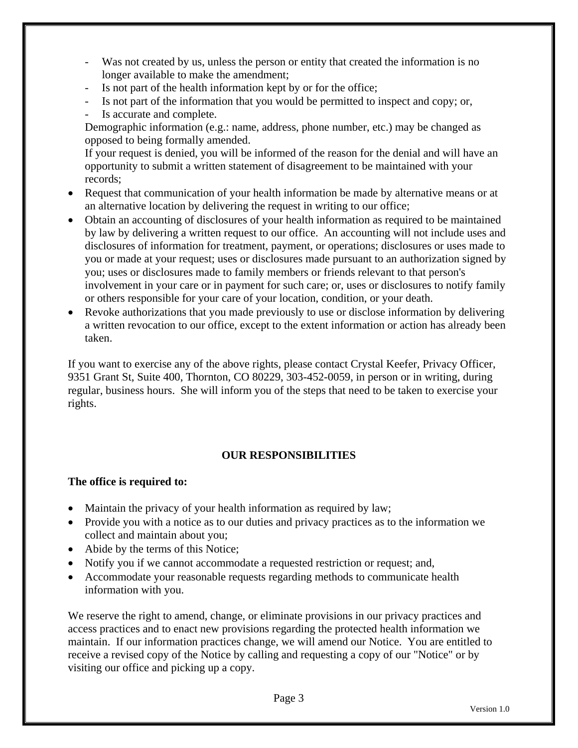- Was not created by us, unless the person or entity that created the information is no longer available to make the amendment;
  - Is not part of the health information kept by or for the office;
  - Is not part of the information that you would be permitted to inspect and copy; or,
  - Is accurate and complete.

  Demographic information (e.g.: name, address, phone number, etc.) may be changed as opposed to being formally amended.

  If your request is denied, you will be informed of the reason for the denial and will have an opportunity to submit a written statement of disagreement to be maintained with your records;
- Request that communication of your health information be made by alternative means or at an alternative location by delivering the request in writing to our office;
- Obtain an accounting of disclosures of your health information as required to be maintained by law by delivering a written request to our office. An accounting will not include uses and disclosures of information for treatment, payment, or operations; disclosures or uses made to you or made at your request; uses or disclosures made pursuant to an authorization signed by you; uses or disclosures made to family members or friends relevant to that person's involvement in your care or in payment for such care; or, uses or disclosures to notify family or others responsible for your care of your location, condition, or your death.
- Revoke authorizations that you made previously to use or disclose information by delivering a written revocation to our office, except to the extent information or action has already been taken.

If you want to exercise any of the above rights, please contact Crystal Keefer, Privacy Officer, 9351 Grant St, Suite 400, Thornton, CO 80229, 303-452-0059, in person or in writing, during regular, business hours. She will inform you of the steps that need to be taken to exercise your rights.

## OUR RESPONSIBILITIES

**The office is required to:**

- Maintain the privacy of your health information as required by law;
- Provide you with a notice as to our duties and privacy practices as to the information we collect and maintain about you;
- Abide by the terms of this Notice;
- Notify you if we cannot accommodate a requested restriction or request; and,
- Accommodate your reasonable requests regarding methods to communicate health information with you.

We reserve the right to amend, change, or eliminate provisions in our privacy practices and access practices and to enact new provisions regarding the protected health information we maintain. If our information practices change, we will amend our Notice. You are entitled to receive a revised copy of the Notice by calling and requesting a copy of our "Notice" or by visiting our office and picking up a copy.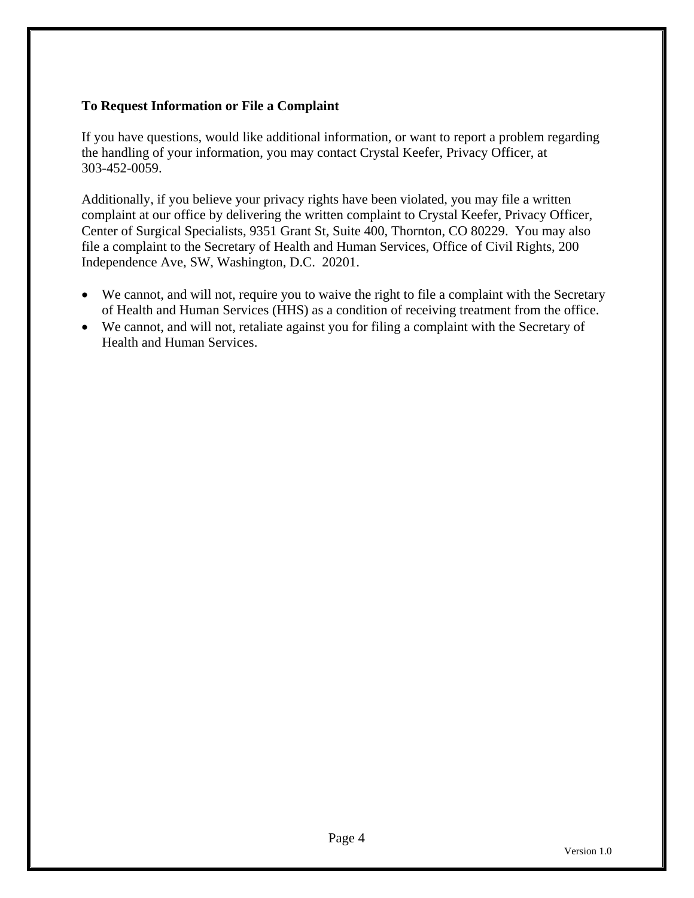**To Request Information or File a Complaint**

If you have questions, would like additional information, or want to report a problem regarding the handling of your information, you may contact Crystal Keefer, Privacy Officer, at 303-452-0059.

Additionally, if you believe your privacy rights have been violated, you may file a written complaint at our office by delivering the written complaint to Crystal Keefer, Privacy Officer, Center of Surgical Specialists, 9351 Grant St, Suite 400, Thornton, CO 80229. You may also file a complaint to the Secretary of Health and Human Services, Office of Civil Rights, 200 Independence Ave, SW, Washington, D.C. 20201.

- We cannot, and will not, require you to waive the right to file a complaint with the Secretary of Health and Human Services (HHS) as a condition of receiving treatment from the office.
- We cannot, and will not, retaliate against you for filing a complaint with the Secretary of Health and Human Services.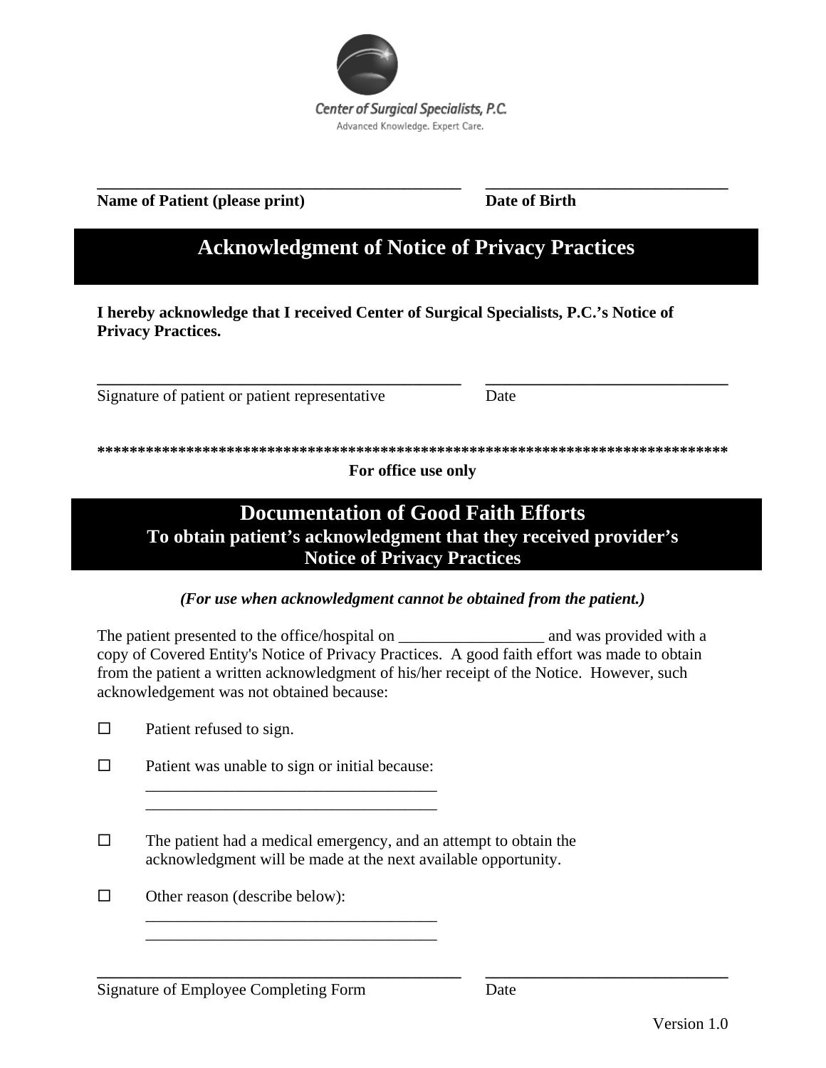Center of Surgical Specialists, P.C.

Advanced Knowledge. Expert Care.

\_\_\_\_\_\_\_\_\_\_\_\_\_\_\_\_\_\_\_\_\_\_\_\_\_\_\_\_\_\_\_\_\_\_\_\_\_\_\_\_ \_\_\_\_\_\_\_\_\_\_\_\_\_\_\_\_\_\_\_\_\_\_\_\_\_\_\_\_

**Name of Patient (please print)** **Date of Birth**

# Acknowledgment of Notice of Privacy Practices

**I hereby acknowledge that I received Center of Surgical Specialists, P.C.'s Notice of Privacy Practices.**

\_\_\_\_\_\_\_\_\_\_\_\_\_\_\_\_\_\_\_\_\_\_\_\_\_\_\_\_\_\_\_\_\_\_\_\_\_\_\_\_ \_\_\_\_\_\_\_\_\_\_\_\_\_\_\_\_\_\_\_\_\_\_\_\_\_\_\_\_

Signature of patient or patient representative Date

**\*\*\*\*\*\*\*\*\*\*\*\*\*\*\*\*\*\*\*\*\*\*\*\*\*\*\*\*\*\*\*\*\*\*\*\*\*\*\*\*\*\*\*\*\*\*\*\*\*\*\*\*\*\*\*\*\*\*\*\*\*\*\*\*\*\*\*\*\*\*\*\*\*\*\*\*\*\***

**For office use only**

# Documentation of Good Faith Efforts

## To obtain patient's acknowledgment that they received provider's Notice of Privacy Practices

***(For use when acknowledgment cannot be obtained from the patient.)***

The patient presented to the office/hospital on \_\_\_\_\_\_\_\_\_\_\_\_\_\_\_\_\_\_ and was provided with a copy of Covered Entity's Notice of Privacy Practices. A good faith effort was made to obtain from the patient a written acknowledgment of his/her receipt of the Notice. However, such acknowledgement was not obtained because:

- ☐ Patient refused to sign.
- ☐ Patient was unable to sign or initial because:
  \_\_\_\_\_\_\_\_\_\_\_\_\_\_\_\_\_\_\_\_\_\_\_\_\_\_\_\_\_\_\_\_\_\_\_\_
  \_\_\_\_\_\_\_\_\_\_\_\_\_\_\_\_\_\_\_\_\_\_\_\_\_\_\_\_\_\_\_\_\_\_\_\_
- ☐ The patient had a medical emergency, and an attempt to obtain the acknowledgment will be made at the next available opportunity.
- ☐ Other reason (describe below):
  \_\_\_\_\_\_\_\_\_\_\_\_\_\_\_\_\_\_\_\_\_\_\_\_\_\_\_\_\_\_\_\_\_\_\_\_
  \_\_\_\_\_\_\_\_\_\_\_\_\_\_\_\_\_\_\_\_\_\_\_\_\_\_\_\_\_\_\_\_\_\_\_\_

\_\_\_\_\_\_\_\_\_\_\_\_\_\_\_\_\_\_\_\_\_\_\_\_\_\_\_\_\_\_\_\_\_\_\_\_\_\_\_\_ \_\_\_\_\_\_\_\_\_\_\_\_\_\_\_\_\_\_\_\_\_\_\_\_\_\_\_\_

Signature of Employee Completing Form Date

Version 1.0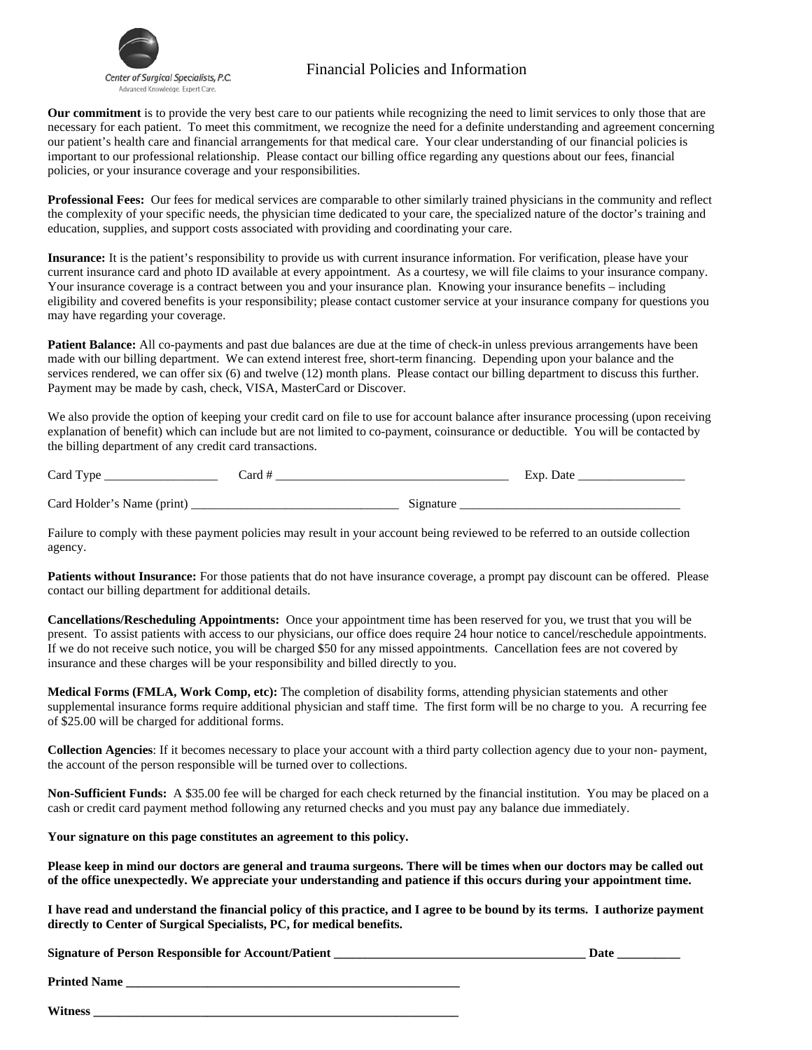Center of Surgical Specialists, P.C.
Advanced Knowledge. Expert Care.

# Financial Policies and Information

**Our commitment** is to provide the very best care to our patients while recognizing the need to limit services to only those that are necessary for each patient. To meet this commitment, we recognize the need for a definite understanding and agreement concerning our patient's health care and financial arrangements for that medical care. Your clear understanding of our financial policies is important to our professional relationship. Please contact our billing office regarding any questions about our fees, financial policies, or your insurance coverage and your responsibilities.

**Professional Fees:** Our fees for medical services are comparable to other similarly trained physicians in the community and reflect the complexity of your specific needs, the physician time dedicated to your care, the specialized nature of the doctor's training and education, supplies, and support costs associated with providing and coordinating your care.

**Insurance:** It is the patient's responsibility to provide us with current insurance information. For verification, please have your current insurance card and photo ID available at every appointment. As a courtesy, we will file claims to your insurance company. Your insurance coverage is a contract between you and your insurance plan. Knowing your insurance benefits – including eligibility and covered benefits is your responsibility; please contact customer service at your insurance company for questions you may have regarding your coverage.

**Patient Balance:** All co-payments and past due balances are due at the time of check-in unless previous arrangements have been made with our billing department. We can extend interest free, short-term financing. Depending upon your balance and the services rendered, we can offer six (6) and twelve (12) month plans. Please contact our billing department to discuss this further. Payment may be made by cash, check, VISA, MasterCard or Discover.

We also provide the option of keeping your credit card on file to use for account balance after insurance processing (upon receiving explanation of benefit) which can include but are not limited to co-payment, coinsurance or deductible. You will be contacted by the billing department of any credit card transactions.

Card Type __________________ Card # ____________________________________ Exp. Date _________________

Card Holder's Name (print) _________________________________ Signature ___________________________________

Failure to comply with these payment policies may result in your account being reviewed to be referred to an outside collection agency.

**Patients without Insurance:** For those patients that do not have insurance coverage, a prompt pay discount can be offered. Please contact our billing department for additional details.

**Cancellations/Rescheduling Appointments:** Once your appointment time has been reserved for you, we trust that you will be present. To assist patients with access to our physicians, our office does require 24 hour notice to cancel/reschedule appointments. If we do not receive such notice, you will be charged $50 for any missed appointments. Cancellation fees are not covered by insurance and these charges will be your responsibility and billed directly to you.

**Medical Forms (FMLA, Work Comp, etc):** The completion of disability forms, attending physician statements and other supplemental insurance forms require additional physician and staff time. The first form will be no charge to you. A recurring fee of $25.00 will be charged for additional forms.

**Collection Agencies**: If it becomes necessary to place your account with a third party collection agency due to your non- payment, the account of the person responsible will be turned over to collections.

**Non-Sufficient Funds:** A $35.00 fee will be charged for each check returned by the financial institution. You may be placed on a cash or credit card payment method following any returned checks and you must pay any balance due immediately.

**Your signature on this page constitutes an agreement to this policy.**

**Please keep in mind our doctors are general and trauma surgeons. There will be times when our doctors may be called out of the office unexpectedly. We appreciate your understanding and patience if this occurs during your appointment time.**

**I have read and understand the financial policy of this practice, and I agree to be bound by its terms. I authorize payment directly to Center of Surgical Specialists, PC, for medical benefits.**

**Signature of Person Responsible for Account/Patient ________________________________________ Date __________**

**Printed Name _______________________________________________________**

**Witness ____________________________________________________________**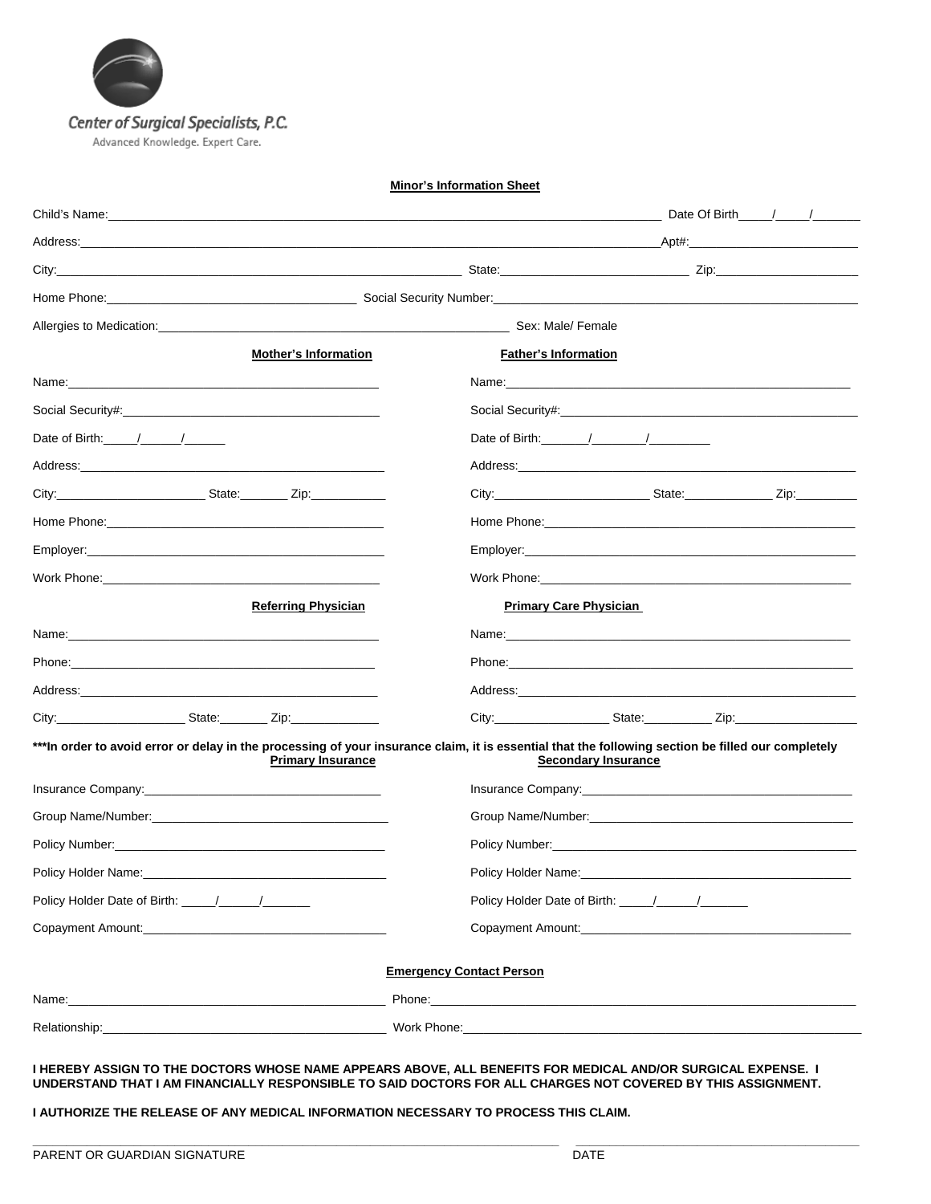Center of Surgical Specialists, P.C.

Advanced Knowledge. Expert Care.

## Minor's Information Sheet

Child's Name:______________________________ Date Of Birth____/____/______

Address:______________________________Apt#:______________________

City:______________________________ State:______________________ Zip:__________________

Home Phone:______________________ Social Security Number:______________________________

Allergies to Medication:______________________________ Sex: Male/ Female

### Mother's Information

Name:______________________________

Social Security#:______________________________

Date of Birth:____/_____/_____

Address:______________________________

City:____________________ State:_______ Zip:__________

Home Phone:______________________________

Employer:______________________________

Work Phone:______________________________

### Father's Information

Name:______________________________

Social Security#:______________________________

Date of Birth:______/_______/________

Address:______________________________

City:____________________ State:___________ Zip:________

Home Phone:______________________________

Employer:______________________________

Work Phone:______________________________

### Referring Physician

Name:______________________________

Phone:______________________________

Address:______________________________

City:__________________ State:_______ Zip:____________

### Primary Care Physician

Name:______________________________

Phone:______________________________

Address:______________________________

City:________________ State:_________ Zip:________________

**\*\*\*In order to avoid error or delay in the processing of your insurance claim, it is essential that the following section be filled our completely**

### Primary Insurance

Insurance Company:______________________________

Group Name/Number:______________________________

Policy Number:______________________________

Policy Holder Name:______________________________

Policy Holder Date of Birth: _____/_____/______

Copayment Amount:______________________________

### Secondary Insurance

Insurance Company:______________________________

Group Name/Number:______________________________

Policy Number:______________________________

Policy Holder Name:______________________________

Policy Holder Date of Birth: _____/_____/______

Copayment Amount:______________________________

### Emergency Contact Person

Name:______________________________ Phone:______________________________

Relationship:______________________________ Work Phone:______________________________

**I HEREBY ASSIGN TO THE DOCTORS WHOSE NAME APPEARS ABOVE, ALL BENEFITS FOR MEDICAL AND/OR SURGICAL EXPENSE. I UNDERSTAND THAT I AM FINANCIALLY RESPONSIBLE TO SAID DOCTORS FOR ALL CHARGES NOT COVERED BY THIS ASSIGNMENT.**

**I AUTHORIZE THE RELEASE OF ANY MEDICAL INFORMATION NECESSARY TO PROCESS THIS CLAIM.**

______________________________ ______________________________

PARENT OR GUARDIAN SIGNATURE DATE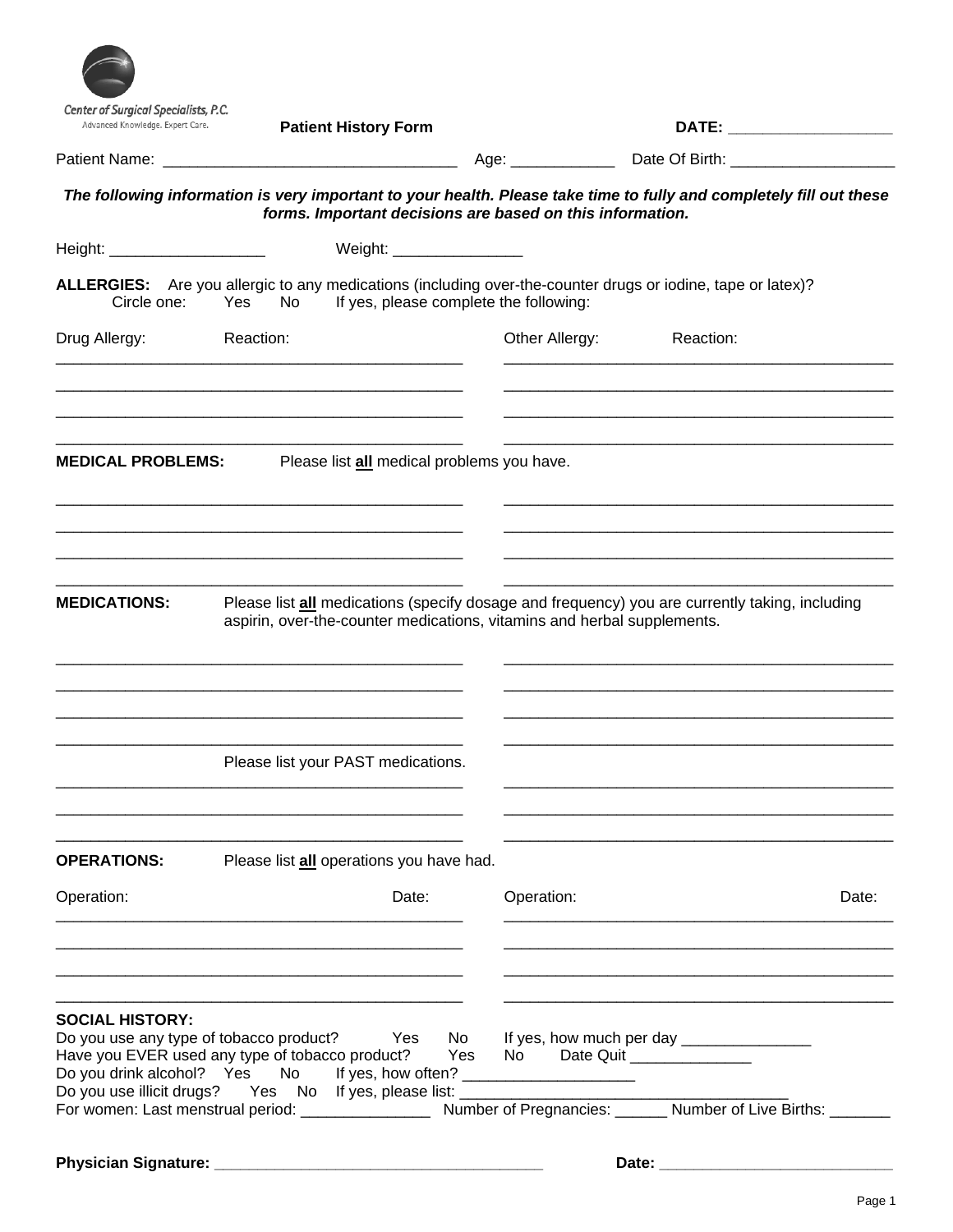Center of Surgical Specialists, P.C.
Advanced Knowledge. Expert Care.

**Patient History Form** **DATE:** ___________________

Patient Name: __________________________________ Age: ____________ Date Of Birth: ___________________

***The following information is very important to your health. Please take time to fully and completely fill out these forms. Important decisions are based on this information.***

Height: __________________ Weight: _______________

**ALLERGIES:** Are you allergic to any medications (including over-the-counter drugs or iodine, tape or latex)?
Circle one: Yes No If yes, please complete the following:

| Drug Allergy: | Reaction: | Other Allergy: | Reaction: |
|---|---|---|---|
| | | | |
| | | | |
| | | | |
| | | | |

**MEDICAL PROBLEMS:** Please list **all** medical problems you have.

_______________________________________________ _______________________________________________
_______________________________________________ _______________________________________________
_______________________________________________ _______________________________________________
_______________________________________________ _______________________________________________

**MEDICATIONS:** Please list **all** medications (specify dosage and frequency) you are currently taking, including aspirin, over-the-counter medications, vitamins and herbal supplements.

_______________________________________________ _______________________________________________
_______________________________________________ _______________________________________________
_______________________________________________ _______________________________________________
_______________________________________________ _______________________________________________

Please list your PAST medications.

_______________________________________________ _______________________________________________
_______________________________________________ _______________________________________________
_______________________________________________ _______________________________________________

**OPERATIONS:** Please list **all** operations you have had.

| Operation: | Date: | Operation: | Date: |
|---|---|---|---|
| | | | |
| | | | |
| | | | |
| | | | |

**SOCIAL HISTORY:**
Do you use any type of tobacco product? Yes No If yes, how much per day _______________
Have you EVER used any type of tobacco product? Yes No Date Quit ______________
Do you drink alcohol? Yes No If yes, how often? ____________________
Do you use illicit drugs? Yes No If yes, please list: ______________________________________
For women: Last menstrual period: _______________ Number of Pregnancies: ______ Number of Live Births: _______

**Physician Signature:** ______________________________________ **Date:** ___________________________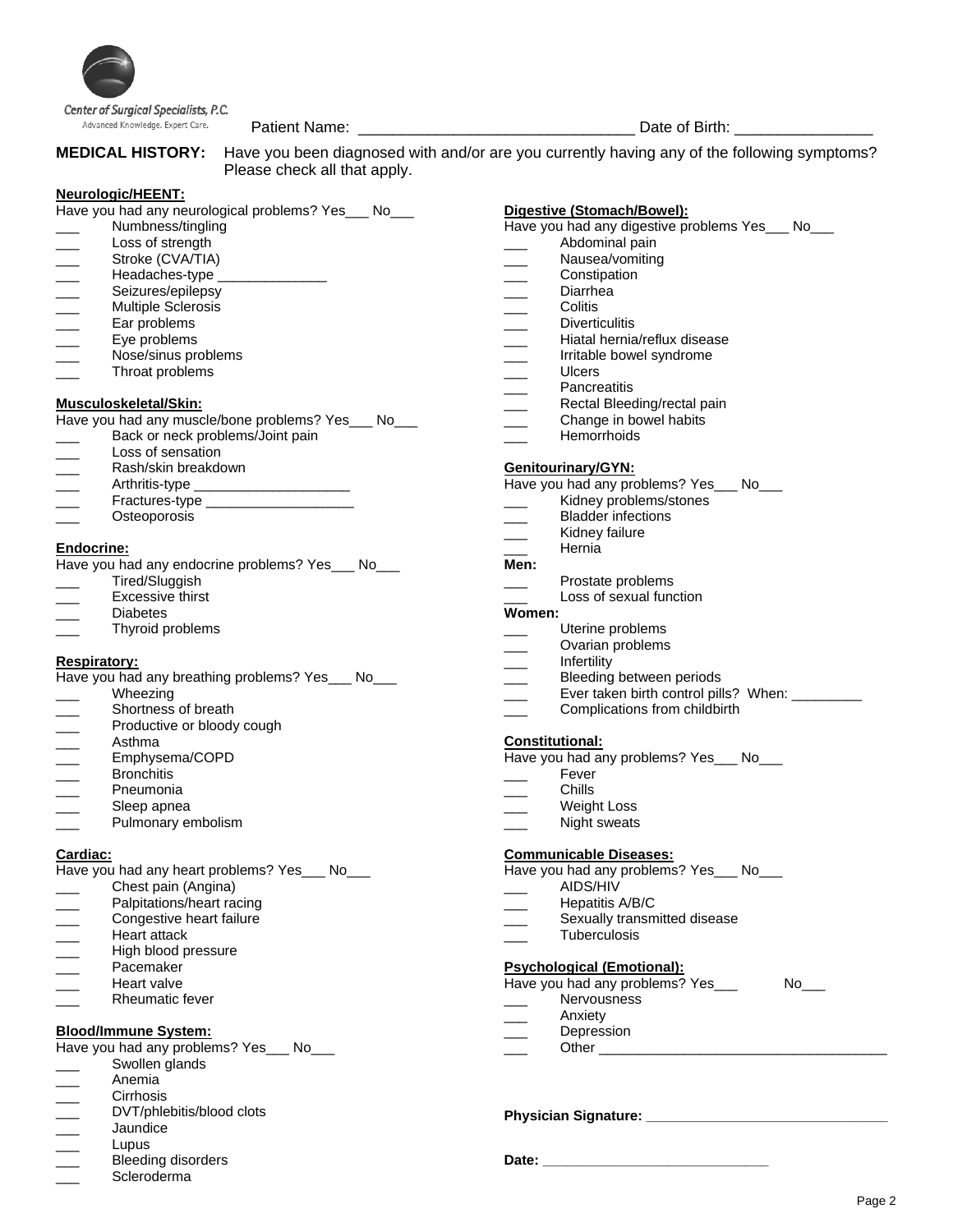Center of Surgical Specialists, P.C.
Advanced Knowledge. Expert Care.

Patient Name: ______________________________ Date of Birth: _______________

**MEDICAL HISTORY:** Have you been diagnosed with and/or are you currently having any of the following symptoms? Please check all that apply.

**Neurologic/HEENT:**

Have you had any neurological problems? Yes___ No___

- ___ Numbness/tingling
- ___ Loss of strength
- ___ Stroke (CVA/TIA)
- ___ Headaches-type ______________
- ___ Seizures/epilepsy
- ___ Multiple Sclerosis
- ___ Ear problems
- ___ Eye problems
- ___ Nose/sinus problems
- ___ Throat problems

**Musculoskeletal/Skin:**

Have you had any muscle/bone problems? Yes___ No___

- ___ Back or neck problems/Joint pain
- ___ Loss of sensation
- ___ Rash/skin breakdown
- ___ Arthritis-type ___________________
- ___ Fractures-type ___________________
- ___ Osteoporosis

**Endocrine:**

Have you had any endocrine problems? Yes___ No___

- ___ Tired/Sluggish
- ___ Excessive thirst
- ___ Diabetes
- ___ Thyroid problems

**Respiratory:**

Have you had any breathing problems? Yes___ No___

- ___ Wheezing
- ___ Shortness of breath
- ___ Productive or bloody cough
- ___ Asthma
- ___ Emphysema/COPD
- ___ Bronchitis
- ___ Pneumonia
- ___ Sleep apnea
- ___ Pulmonary embolism

**Cardiac:**

Have you had any heart problems? Yes___ No___

- ___ Chest pain (Angina)
- ___ Palpitations/heart racing
- ___ Congestive heart failure
- ___ Heart attack
- ___ High blood pressure
- ___ Pacemaker
- ___ Heart valve
- ___ Rheumatic fever

**Blood/Immune System:**

Have you had any problems? Yes___ No___

- ___ Swollen glands
- ___ Anemia
- ___ Cirrhosis
- ___ DVT/phlebitis/blood clots
- ___ Jaundice
- ___ Lupus
- ___ Bleeding disorders
- ___ Scleroderma

**Digestive (Stomach/Bowel):**

Have you had any digestive problems Yes___ No___

- ___ Abdominal pain
- ___ Nausea/vomiting
- ___ Constipation
- ___ Diarrhea
- ___ Colitis
- ___ Diverticulitis
- ___ Hiatal hernia/reflux disease
- ___ Irritable bowel syndrome
- ___ Ulcers
- ___ Pancreatitis
- ___ Rectal Bleeding/rectal pain
- ___ Change in bowel habits
- ___ Hemorrhoids

**Genitourinary/GYN:**

Have you had any problems? Yes___ No___

- ___ Kidney problems/stones
- ___ Bladder infections
- ___ Kidney failure
- ___ Hernia

**Men:**

- ___ Prostate problems
- ___ Loss of sexual function

**Women:**

- ___ Uterine problems
- ___ Ovarian problems
- ___ Infertility
- ___ Bleeding between periods
- ___ Ever taken birth control pills? When: _________
- ___ Complications from childbirth

**Constitutional:**

Have you had any problems? Yes___ No___

- ___ Fever
- ___ Chills
- ___ Weight Loss
- ___ Night sweats

**Communicable Diseases:**

Have you had any problems? Yes___ No___

- ___ AIDS/HIV
- ___ Hepatitis A/B/C
- ___ Sexually transmitted disease
- ___ Tuberculosis

**Psychological (Emotional):**

Have you had any problems? Yes___ No___

- ___ Nervousness
- ___ Anxiety
- ___ Depression
- ___ Other ___________________________________

**Physician Signature:** ______________________________

**Date:** ____________________________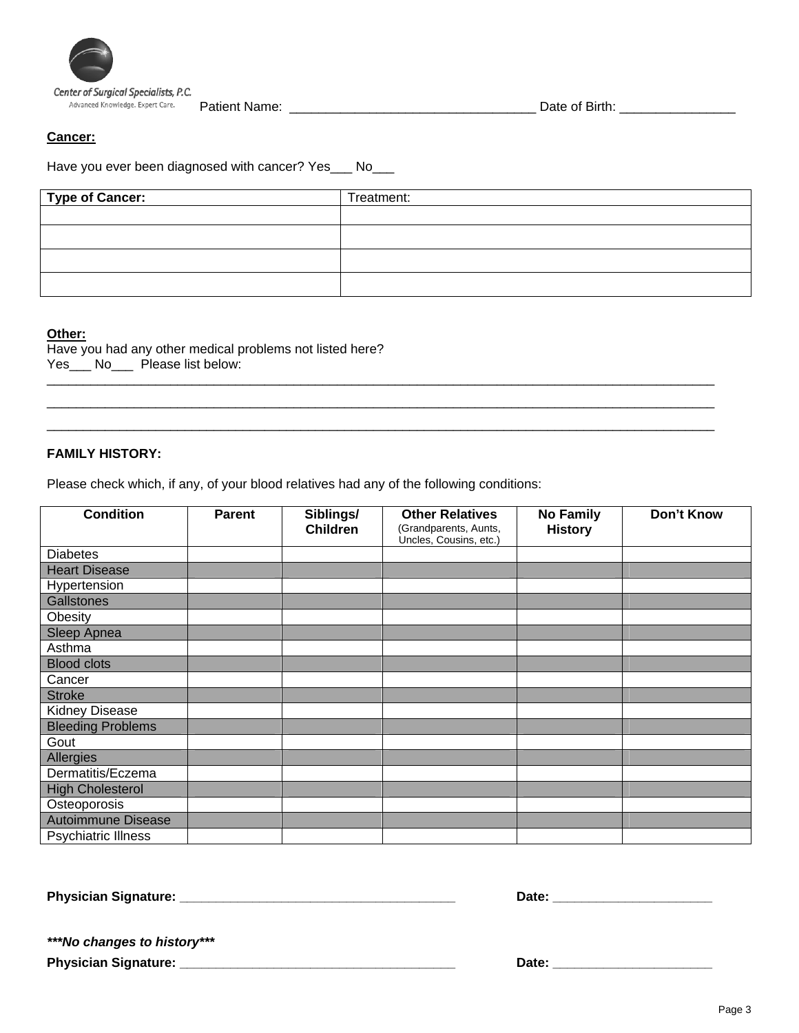Center of Surgical Specialists, P.C.
Advanced Knowledge. Expert Care.

Patient Name: _________________________________ Date of Birth: _______________

**Cancer:**

Have you ever been diagnosed with cancer? Yes___ No___

| **Type of Cancer:** | Treatment: |
|---|---|
| | |
| | |
| | |
| | |

**Other:**
Have you had any other medical problems not listed here?
Yes___ No___ Please list below:
___________________________________________________________________________________________
___________________________________________________________________________________________
___________________________________________________________________________________________

**FAMILY HISTORY:**

Please check which, if any, of your blood relatives had any of the following conditions:

| **Condition** | **Parent** | **Siblings/ Children** | **Other Relatives** (Grandparents, Aunts, Uncles, Cousins, etc.) | **No Family History** | **Don't Know** |
|---|---|---|---|---|---|
| Diabetes | | | | | |
| Heart Disease | | | | | |
| Hypertension | | | | | |
| Gallstones | | | | | |
| Obesity | | | | | |
| Sleep Apnea | | | | | |
| Asthma | | | | | |
| Blood clots | | | | | |
| Cancer | | | | | |
| Stroke | | | | | |
| Kidney Disease | | | | | |
| Bleeding Problems | | | | | |
| Gout | | | | | |
| Allergies | | | | | |
| Dermatitis/Eczema | | | | | |
| High Cholesterol | | | | | |
| Osteoporosis | | | | | |
| Autoimmune Disease | | | | | |
| Psychiatric Illness | | | | | |

**Physician Signature: ______________________________________** **Date: ______________________**

***\*\*\*No changes to history\*\*\****

**Physician Signature: ______________________________________** **Date: ______________________**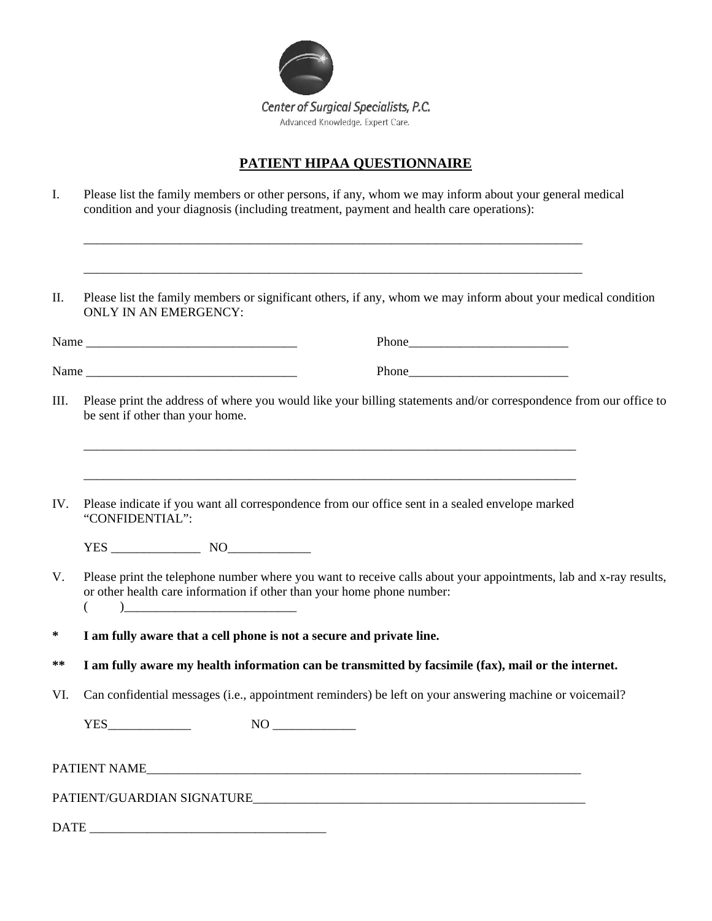Center of Surgical Specialists, P.C.

Advanced Knowledge. Expert Care.

# PATIENT HIPAA QUESTIONNAIRE

I. Please list the family members or other persons, if any, whom we may inform about your general medical condition and your diagnosis (including treatment, payment and health care operations):

_______________________________________________________________________________

_______________________________________________________________________________

II. Please list the family members or significant others, if any, whom we may inform about your medical condition ONLY IN AN EMERGENCY:

Name _________________________________ Phone_________________________

Name _________________________________ Phone_________________________

III. Please print the address of where you would like your billing statements and/or correspondence from our office to be sent if other than your home.

_______________________________________________________________________________

_______________________________________________________________________________

IV. Please indicate if you want all correspondence from our office sent in a sealed envelope marked "CONFIDENTIAL":

YES ______________ NO_____________

V. Please print the telephone number where you want to receive calls about your appointments, lab and x-ray results, or other health care information if other than your home phone number:
(        )___________________________

**\* I am fully aware that a cell phone is not a secure and private line.**

**\*\* I am fully aware my health information can be transmitted by facsimile (fax), mail or the internet.**

VI. Can confidential messages (i.e., appointment reminders) be left on your answering machine or voicemail?

YES_____________ NO _____________

PATIENT NAME_______________________________________________________________________

PATIENT/GUARDIAN SIGNATURE______________________________________________________

DATE _____________________________________